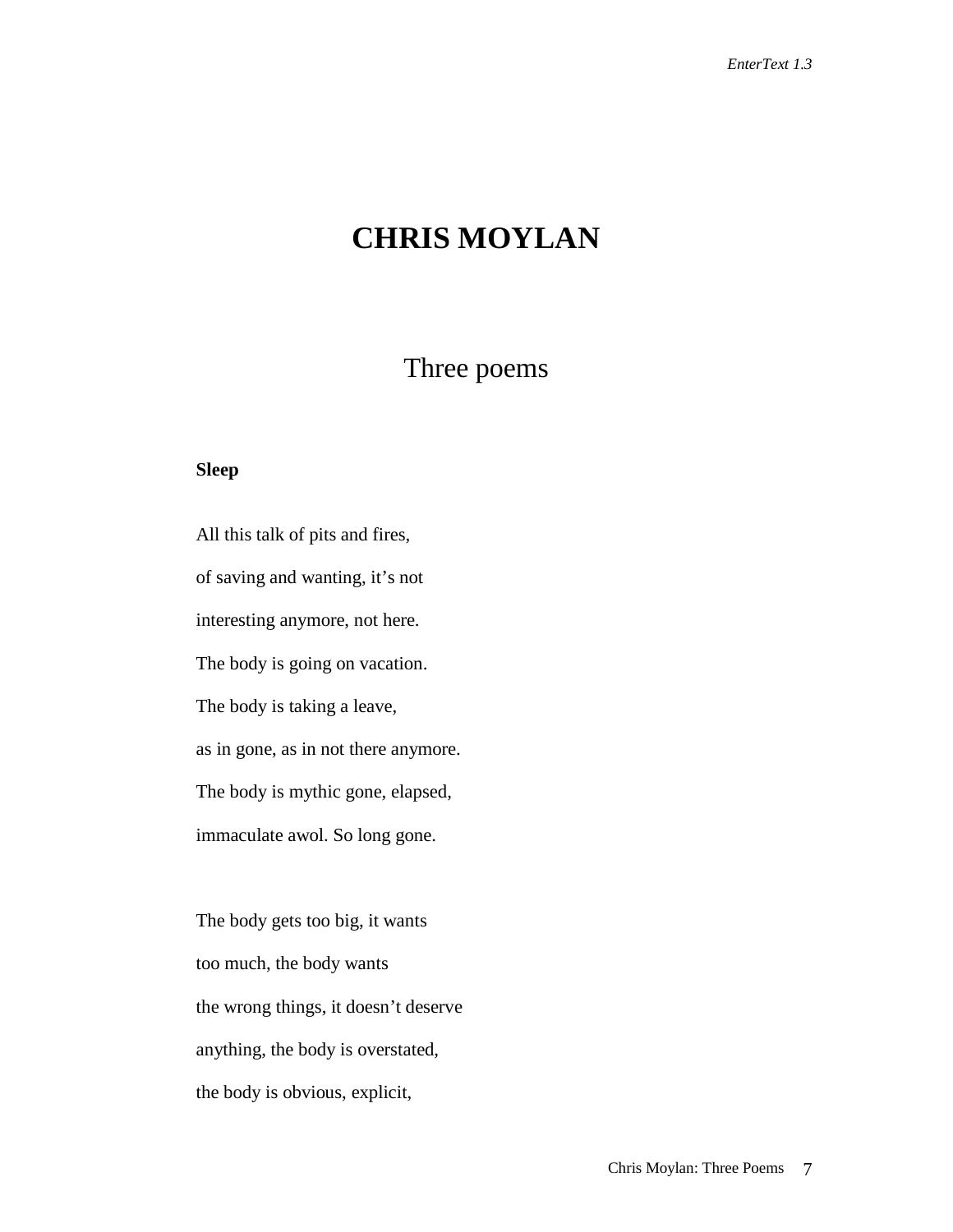# CHRIS MOYLAN

## Three poems

### Sleep

All this talk of pits and fires,

of saving and wanting, it's not

interesting anymore, not here.

The body is going on vacation.

The body is taking a leave,

as in gone, as in not there anymore.

The body is mythic gone, elapsed,

immaculate awol. So long gone.

The body gets too big, it wants

too much, the body wants

the wrong things, it doesn't deserve

anything, the body is overstated,

the body is obvious, explicit,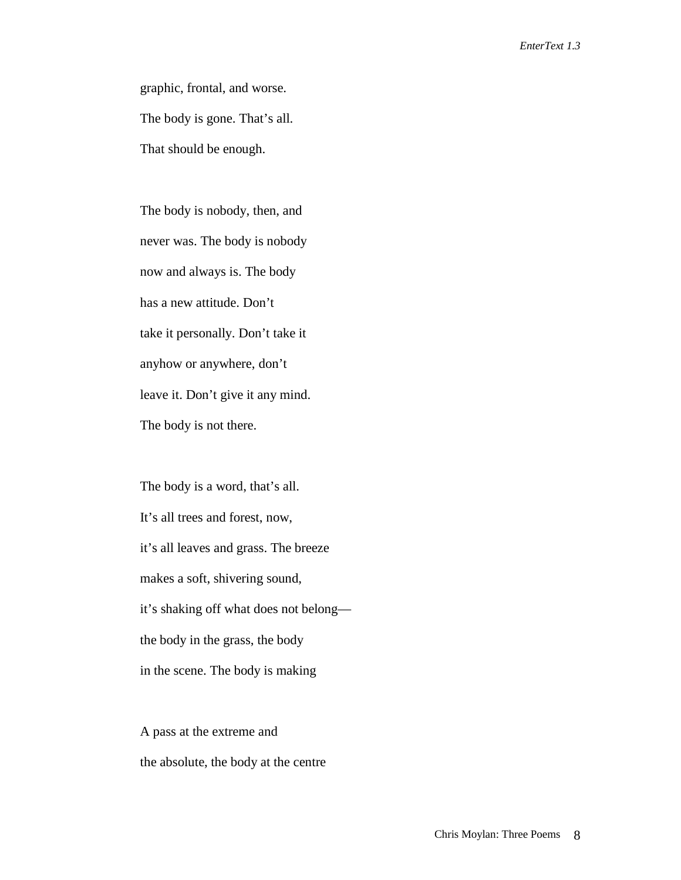graphic, frontal, and worse.  
The body is gone. That's all.  
That should be enough.

The body is nobody, then, and  
never was. The body is nobody  
now and always is. The body  
has a new attitude. Don't  
take it personally. Don't take it  
anyhow or anywhere, don't  
leave it. Don't give it any mind.  
The body is not there.

The body is a word, that's all.  
It's all trees and forest, now,  
it's all leaves and grass. The breeze  
makes a soft, shivering sound,  
it's shaking off what does not belong—  
the body in the grass, the body  
in the scene. The body is making

A pass at the extreme and  
the absolute, the body at the centre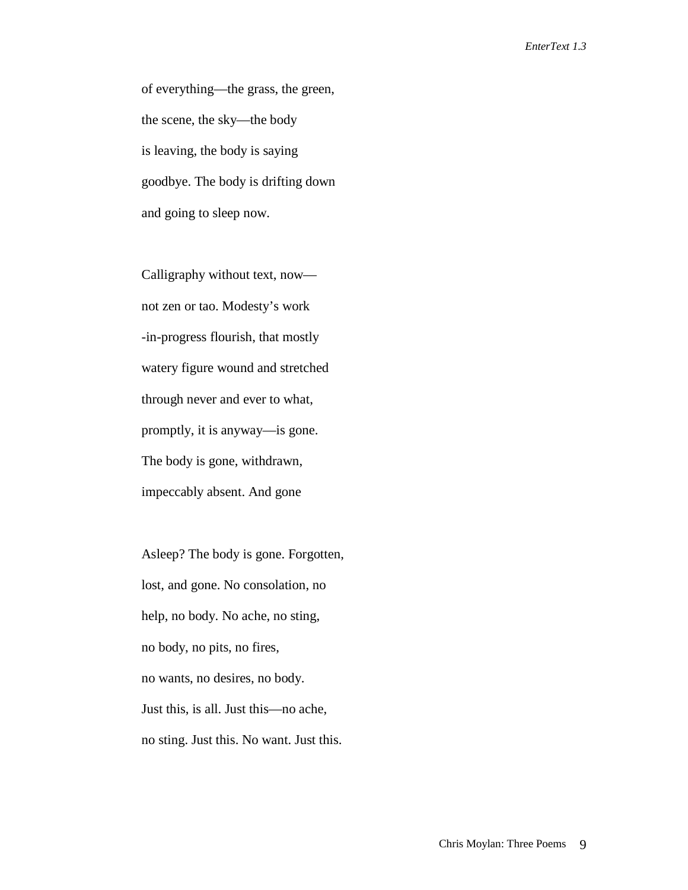of everything—the grass, the green,

the scene, the sky—the body

is leaving, the body is saying

goodbye. The body is drifting down

and going to sleep now.

Calligraphy without text, now—

not zen or tao. Modesty's work

-in-progress flourish, that mostly

watery figure wound and stretched

through never and ever to what,

promptly, it is anyway—is gone.

The body is gone, withdrawn,

impeccably absent. And gone

Asleep? The body is gone. Forgotten,

lost, and gone. No consolation, no

help, no body. No ache, no sting,

no body, no pits, no fires,

no wants, no desires, no body.

Just this, is all. Just this—no ache,

no sting. Just this. No want. Just this.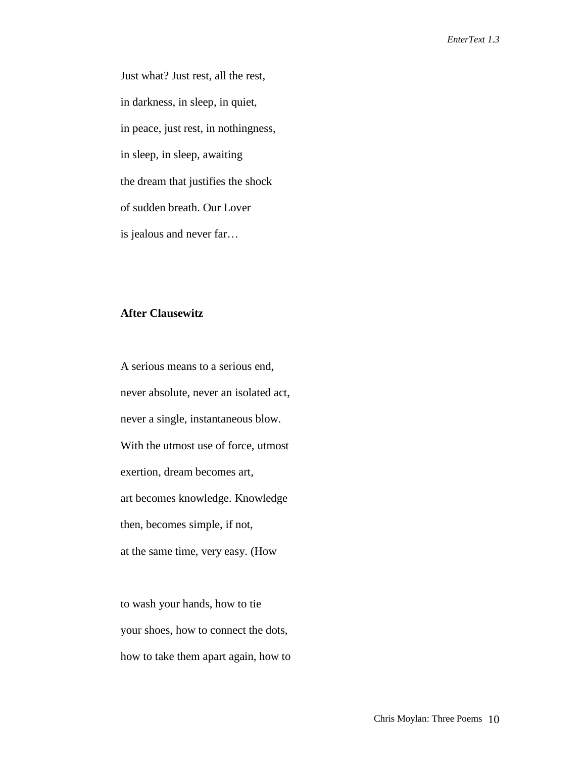Just what? Just rest, all the rest,

in darkness, in sleep, in quiet,

in peace, just rest, in nothingness,

in sleep, in sleep, awaiting

the dream that justifies the shock

of sudden breath. Our Lover

is jealous and never far…

## After Clausewitz

A serious means to a serious end,

never absolute, never an isolated act,

never a single, instantaneous blow.

With the utmost use of force, utmost

exertion, dream becomes art,

art becomes knowledge. Knowledge

then, becomes simple, if not,

at the same time, very easy. (How

to wash your hands, how to tie

your shoes, how to connect the dots,

how to take them apart again, how to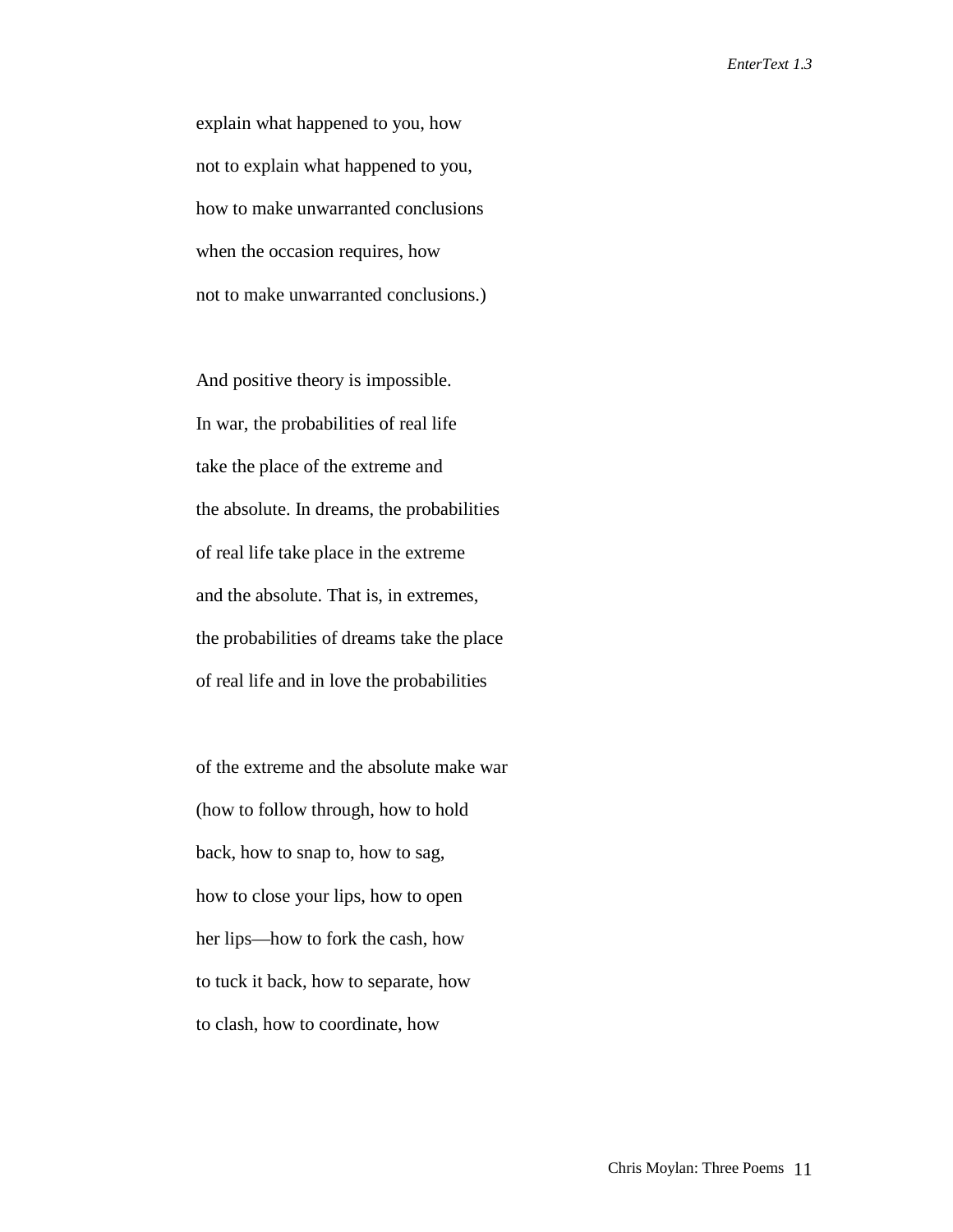explain what happened to you, how

not to explain what happened to you,

how to make unwarranted conclusions

when the occasion requires, how

not to make unwarranted conclusions.)

And positive theory is impossible.

In war, the probabilities of real life

take the place of the extreme and

the absolute. In dreams, the probabilities

of real life take place in the extreme

and the absolute. That is, in extremes,

the probabilities of dreams take the place

of real life and in love the probabilities

of the extreme and the absolute make war

(how to follow through, how to hold

back, how to snap to, how to sag,

how to close your lips, how to open

her lips—how to fork the cash, how

to tuck it back, how to separate, how

to clash, how to coordinate, how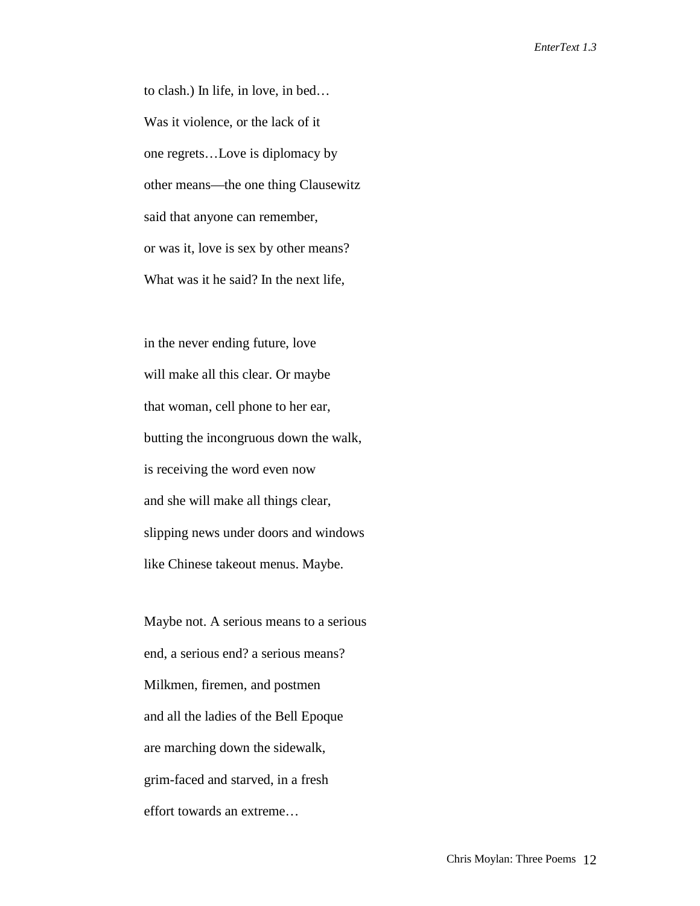to clash.) In life, in love, in bed…  
Was it violence, or the lack of it  
one regrets…Love is diplomacy by  
other means—the one thing Clausewitz  
said that anyone can remember,  
or was it, love is sex by other means?  
What was it he said? In the next life,

in the never ending future, love  
will make all this clear. Or maybe  
that woman, cell phone to her ear,  
butting the incongruous down the walk,  
is receiving the word even now  
and she will make all things clear,  
slipping news under doors and windows  
like Chinese takeout menus. Maybe.

Maybe not. A serious means to a serious  
end, a serious end? a serious means?  
Milkmen, firemen, and postmen  
and all the ladies of the Bell Epoque  
are marching down the sidewalk,  
grim-faced and starved, in a fresh  
effort towards an extreme…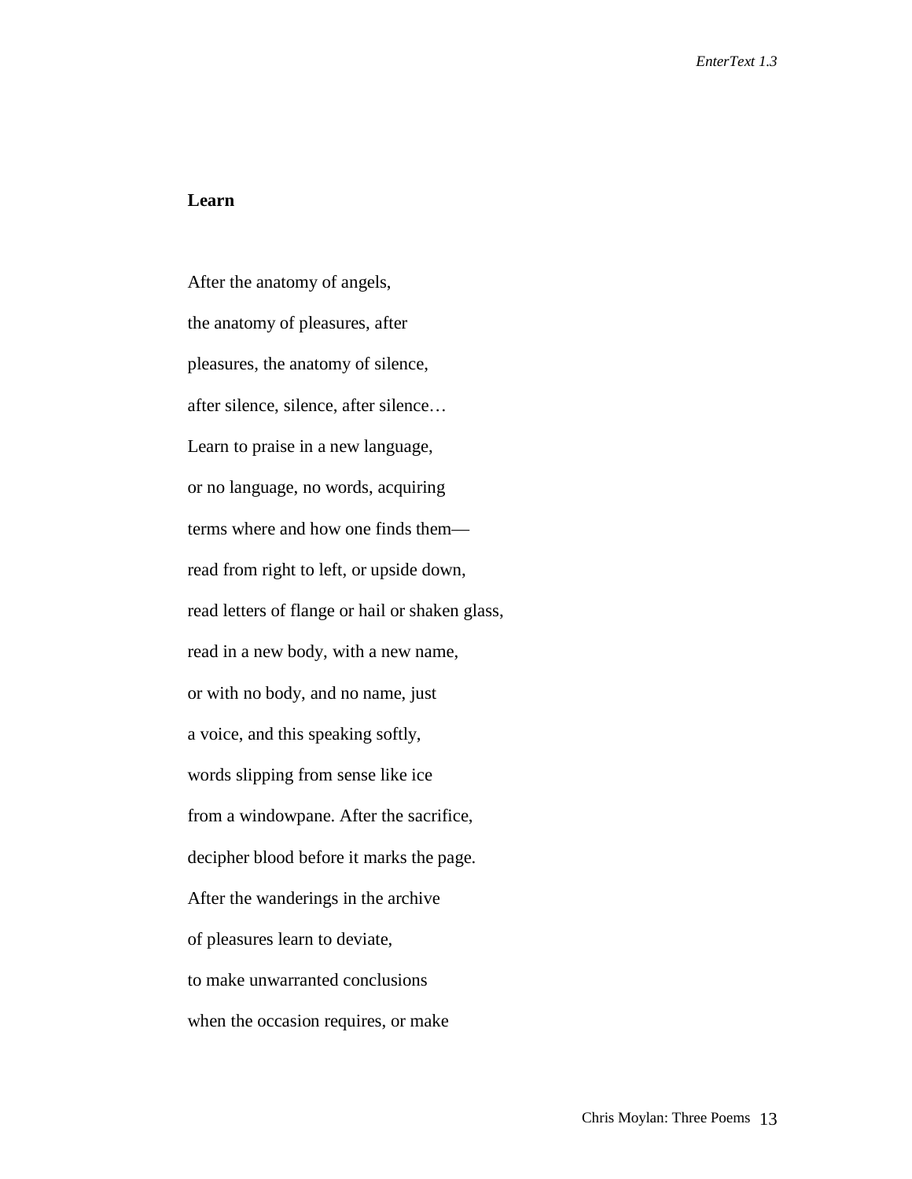**Learn**

After the anatomy of angels,

the anatomy of pleasures, after

pleasures, the anatomy of silence,

after silence, silence, after silence…

Learn to praise in a new language,

or no language, no words, acquiring

terms where and how one finds them—

read from right to left, or upside down,

read letters of flange or hail or shaken glass,

read in a new body, with a new name,

or with no body, and no name, just

a voice, and this speaking softly,

words slipping from sense like ice

from a windowpane. After the sacrifice,

decipher blood before it marks the page.

After the wanderings in the archive

of pleasures learn to deviate,

to make unwarranted conclusions

when the occasion requires, or make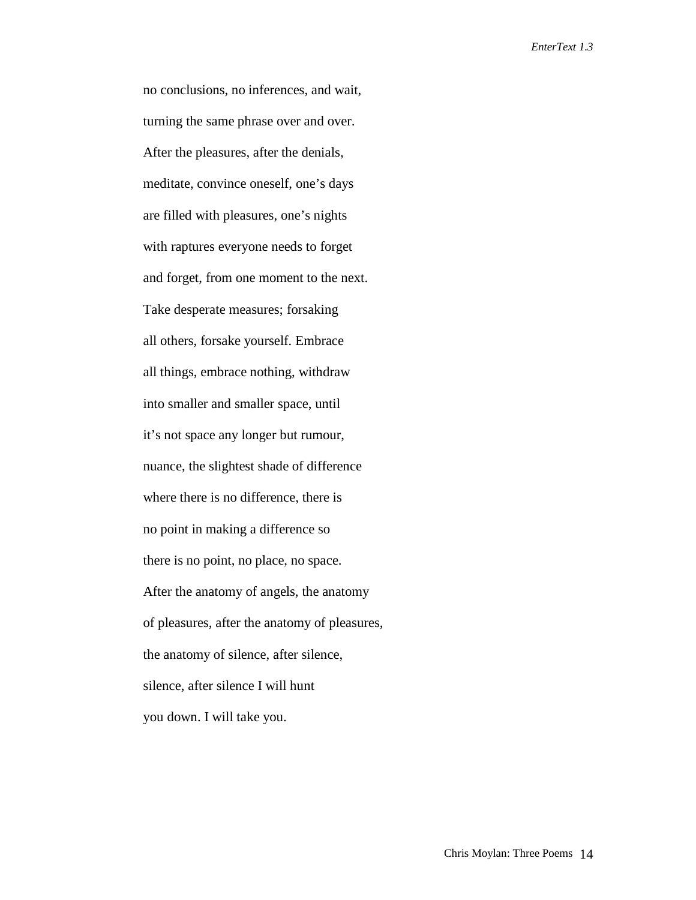no conclusions, no inferences, and wait,  
turning the same phrase over and over.  
After the pleasures, after the denials,  
meditate, convince oneself, one's days  
are filled with pleasures, one's nights  
with raptures everyone needs to forget  
and forget, from one moment to the next.  
Take desperate measures; forsaking  
all others, forsake yourself. Embrace  
all things, embrace nothing, withdraw  
into smaller and smaller space, until  
it's not space any longer but rumour,  
nuance, the slightest shade of difference  
where there is no difference, there is  
no point in making a difference so  
there is no point, no place, no space.  
After the anatomy of angels, the anatomy  
of pleasures, after the anatomy of pleasures,  
the anatomy of silence, after silence,  
silence, after silence I will hunt  
you down. I will take you.